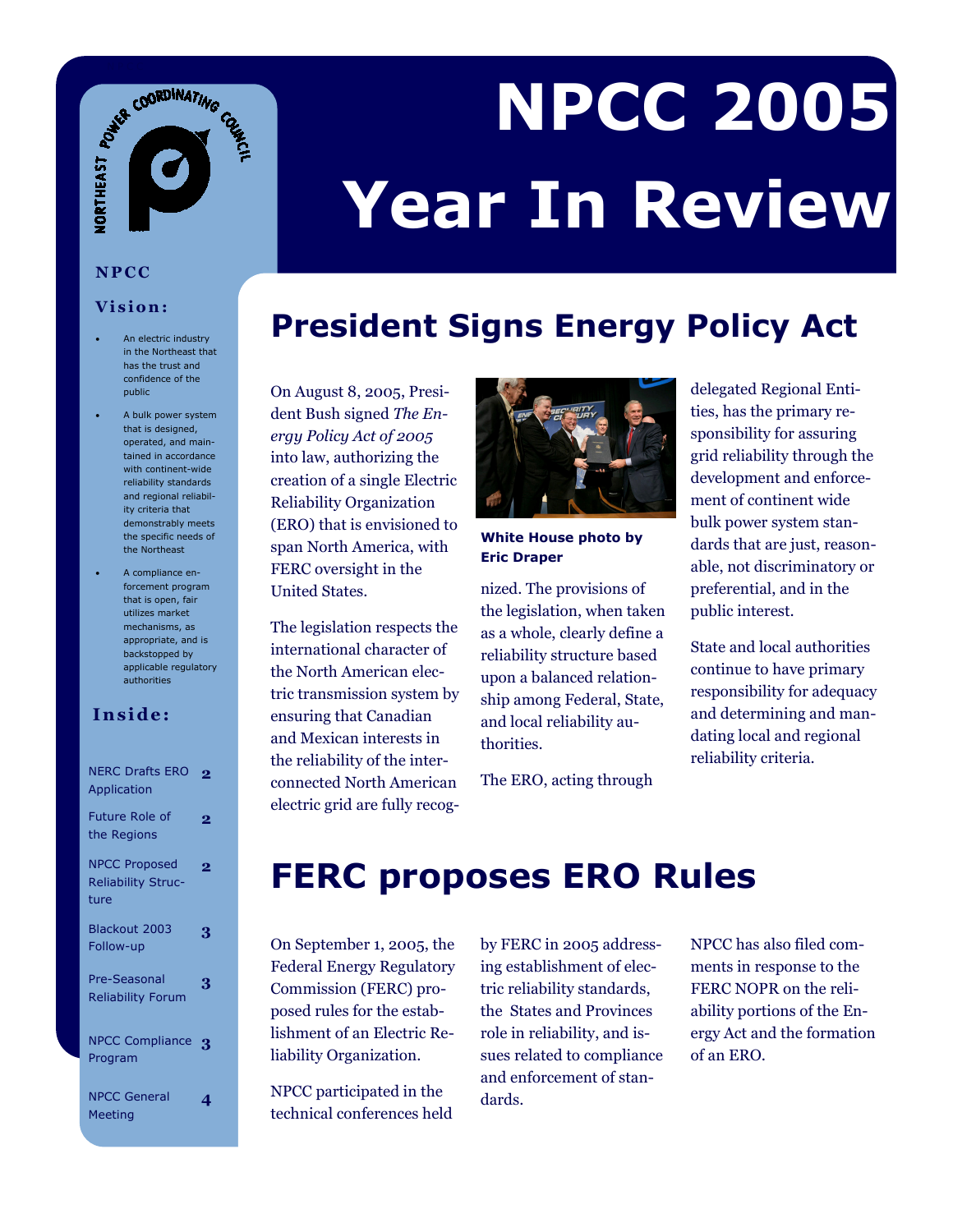# NPCC 2005 Year In Review

**NPCC Vision:**

- An electric industry in the Northeast that has the trust and confidence of the public
- A bulk power system that is designed, operated, and maintained in accordance with continent-wide reliability standards and regional reliability criteria that demonstrably meets the specific needs of the Northeast
- A compliance enforcement program that is open, fair utilizes market mechanisms, as appropriate, and is backstopped by applicable regulatory authorities

**Inside:**

| | |
|---|---|
| NERC Drafts ERO Application | 2 |
| Future Role of the Regions | 2 |
| NPCC Proposed Reliability Structure | 2 |
| Blackout 2003 Follow-up | 3 |
| Pre-Seasonal Reliability Forum | 3 |
| NPCC Compliance Program | 3 |
| NPCC General Meeting | 4 |

## President Signs Energy Policy Act

On August 8, 2005, President Bush signed *The Energy Policy Act of 2005* into law, authorizing the creation of a single Electric Reliability Organization (ERO) that is envisioned to span North America, with FERC oversight in the United States.

The legislation respects the international character of the North American electric transmission system by ensuring that Canadian and Mexican interests in the reliability of the interconnected North American electric grid are fully recognized. The provisions of the legislation, when taken as a whole, clearly define a reliability structure based upon a balanced relationship among Federal, State, and local reliability authorities.

**White House photo by Eric Draper**

The ERO, acting through delegated Regional Entities, has the primary responsibility for assuring grid reliability through the development and enforcement of continent wide bulk power system standards that are just, reasonable, not discriminatory or preferential, and in the public interest.

State and local authorities continue to have primary responsibility for adequacy and determining and mandating local and regional reliability criteria.

## FERC proposes ERO Rules

On September 1, 2005, the Federal Energy Regulatory Commission (FERC) proposed rules for the establishment of an Electric Reliability Organization.

NPCC participated in the technical conferences held by FERC in 2005 addressing establishment of electric reliability standards, the States and Provinces role in reliability, and issues related to compliance and enforcement of standards.

NPCC has also filed comments in response to the FERC NOPR on the reliability portions of the Energy Act and the formation of an ERO.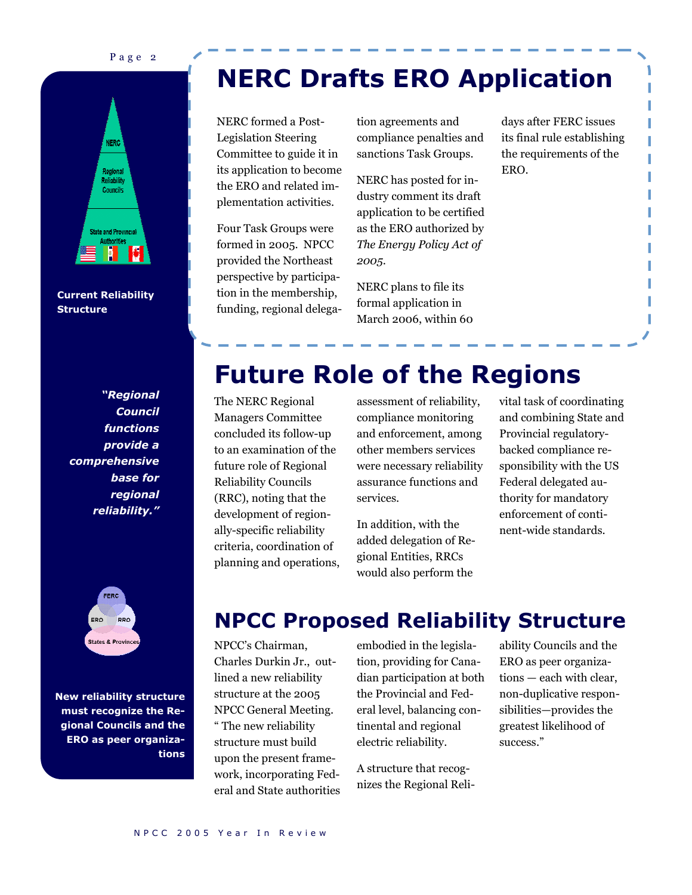Current Reliability Structure

*"Regional Council functions provide a comprehensive base for regional reliability."*

New reliability structure must recognize the Regional Councils and the ERO as peer organizations

# NERC Drafts ERO Application

NERC formed a Post-Legislation Steering Committee to guide it in its application to become the ERO and related implementation activities.

Four Task Groups were formed in 2005. NPCC provided the Northeast perspective by participation in the membership, funding, regional delegation agreements and compliance penalties and sanctions Task Groups.

NERC has posted for industry comment its draft application to be certified as the ERO authorized by *The Energy Policy Act of 2005*.

NERC plans to file its formal application in March 2006, within 60 days after FERC issues its final rule establishing the requirements of the ERO.

# Future Role of the Regions

The NERC Regional Managers Committee concluded its follow-up to an examination of the future role of Regional Reliability Councils (RRC), noting that the development of regionally-specific reliability criteria, coordination of planning and operations, assessment of reliability, compliance monitoring and enforcement, among other members services were necessary reliability assurance functions and services.

In addition, with the added delegation of Regional Entities, RRCs would also perform the vital task of coordinating and combining State and Provincial regulatory-backed compliance responsibility with the US Federal delegated authority for mandatory enforcement of continent-wide standards.

## NPCC Proposed Reliability Structure

NPCC's Chairman, Charles Durkin Jr., outlined a new reliability structure at the 2005 NPCC General Meeting. " The new reliability structure must build upon the present framework, incorporating Federal and State authorities embodied in the legislation, providing for Canadian participation at both the Provincial and Federal level, balancing continental and regional electric reliability.

A structure that recognizes the Regional Reliability Councils and the ERO as peer organizations — each with clear, non-duplicative responsibilities—provides the greatest likelihood of success."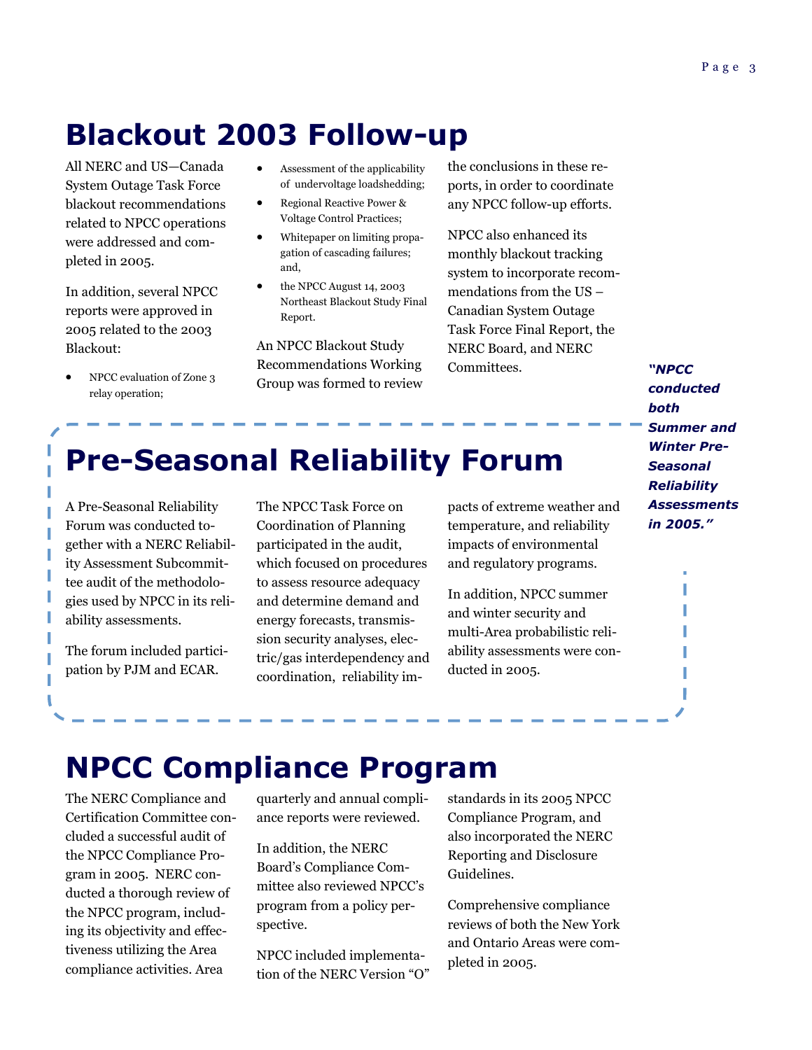# Blackout 2003 Follow-up

All NERC and US—Canada System Outage Task Force blackout recommendations related to NPCC operations were addressed and completed in 2005.

In addition, several NPCC reports were approved in 2005 related to the 2003 Blackout:

- NPCC evaluation of Zone 3 relay operation;
- Assessment of the applicability of undervoltage loadshedding;
- Regional Reactive Power & Voltage Control Practices;
- Whitepaper on limiting propagation of cascading failures; and,
- the NPCC August 14, 2003 Northeast Blackout Study Final Report.

An NPCC Blackout Study Recommendations Working Group was formed to review the conclusions in these reports, in order to coordinate any NPCC follow-up efforts.

NPCC also enhanced its monthly blackout tracking system to incorporate recommendations from the US – Canadian System Outage Task Force Final Report, the NERC Board, and NERC Committees.

***"NPCC conducted both Summer and Winter Pre-Seasonal Reliability Assessments in 2005."***

# Pre-Seasonal Reliability Forum

A Pre-Seasonal Reliability Forum was conducted together with a NERC Reliability Assessment Subcommittee audit of the methodologies used by NPCC in its reliability assessments.

The forum included participation by PJM and ECAR.

The NPCC Task Force on Coordination of Planning participated in the audit, which focused on procedures to assess resource adequacy and determine demand and energy forecasts, transmission security analyses, electric/gas interdependency and coordination, reliability impacts of extreme weather and temperature, and reliability impacts of environmental and regulatory programs.

In addition, NPCC summer and winter security and multi-Area probabilistic reliability assessments were conducted in 2005.

# NPCC Compliance Program

The NERC Compliance and Certification Committee concluded a successful audit of the NPCC Compliance Program in 2005. NERC conducted a thorough review of the NPCC program, including its objectivity and effectiveness utilizing the Area compliance activities. Area quarterly and annual compliance reports were reviewed.

In addition, the NERC Board's Compliance Committee also reviewed NPCC's program from a policy perspective.

NPCC included implementation of the NERC Version "O" standards in its 2005 NPCC Compliance Program, and also incorporated the NERC Reporting and Disclosure Guidelines.

Comprehensive compliance reviews of both the New York and Ontario Areas were completed in 2005.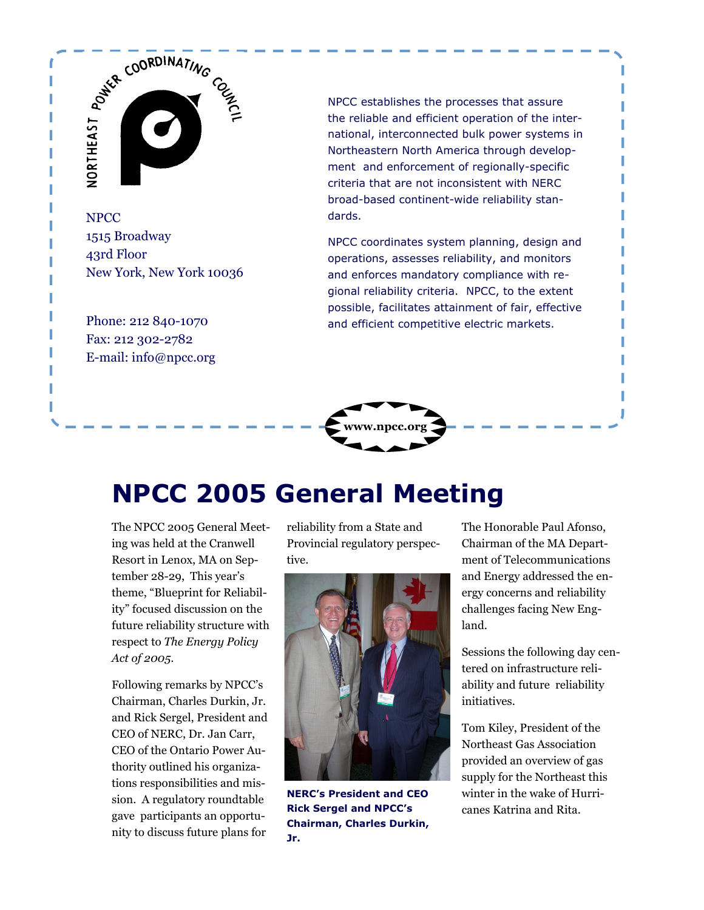NORTHEAST POWER COORDINATING COUNCIL

NPCC
1515 Broadway
43rd Floor
New York, New York 10036

Phone: 212 840-1070
Fax: 212 302-2782
E-mail: info@npcc.org

NPCC establishes the processes that assure the reliable and efficient operation of the international, interconnected bulk power systems in Northeastern North America through development and enforcement of regionally-specific criteria that are not inconsistent with NERC broad-based continent-wide reliability standards.

NPCC coordinates system planning, design and operations, assesses reliability, and monitors and enforces mandatory compliance with regional reliability criteria. NPCC, to the extent possible, facilitates attainment of fair, effective and efficient competitive electric markets.

**www.npcc.org**

# NPCC 2005 General Meeting

The NPCC 2005 General Meeting was held at the Cranwell Resort in Lenox, MA on September 28-29, This year's theme, "Blueprint for Reliability" focused discussion on the future reliability structure with respect to *The Energy Policy Act of 2005.*

Following remarks by NPCC's Chairman, Charles Durkin, Jr. and Rick Sergel, President and CEO of NERC, Dr. Jan Carr, CEO of the Ontario Power Authority outlined his organizations responsibilities and mission. A regulatory roundtable gave participants an opportunity to discuss future plans for reliability from a State and Provincial regulatory perspective.

**NERC's President and CEO Rick Sergel and NPCC's Chairman, Charles Durkin, Jr.**

The Honorable Paul Afonso, Chairman of the MA Department of Telecommunications and Energy addressed the energy concerns and reliability challenges facing New England.

Sessions the following day centered on infrastructure reliability and future reliability initiatives.

Tom Kiley, President of the Northeast Gas Association provided an overview of gas supply for the Northeast this winter in the wake of Hurricanes Katrina and Rita.